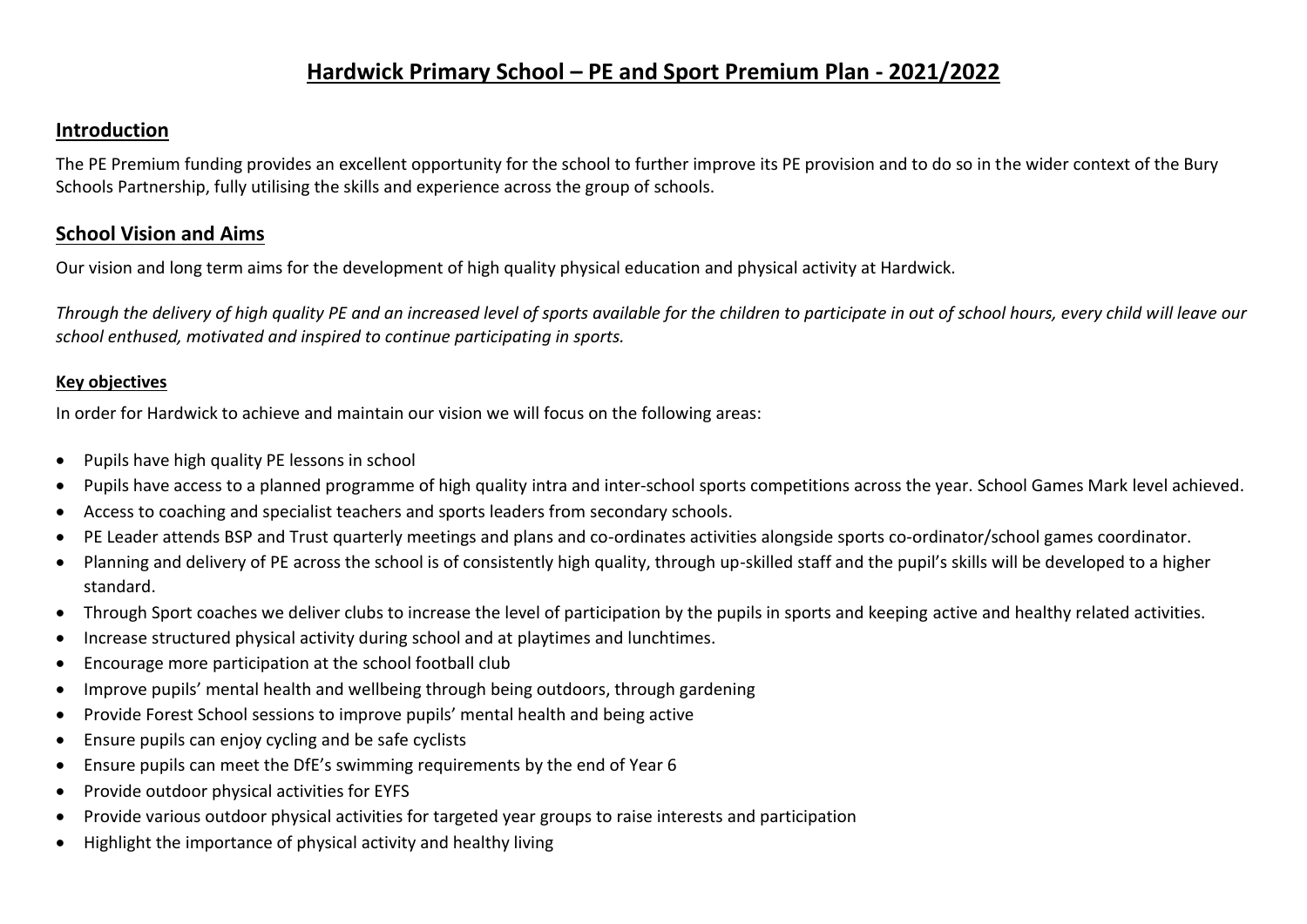# Hardwick Primary School – PE and Sport Premium Plan - 2021/2022

## Introduction

The PE Premium funding provides an excellent opportunity for the school to further improve its PE provision and to do so in the wider context of the Bury Schools Partnership, fully utilising the skills and experience across the group of schools.

## School Vision and Aims

Our vision and long term aims for the development of high quality physical education and physical activity at Hardwick.

*Through the delivery of high quality PE and an increased level of sports available for the children to participate in out of school hours, every child will leave our school enthused, motivated and inspired to continue participating in sports.*

### Key objectives

In order for Hardwick to achieve and maintain our vision we will focus on the following areas:

- Pupils have high quality PE lessons in school
- Pupils have access to a planned programme of high quality intra and inter-school sports competitions across the year. School Games Mark level achieved.
- Access to coaching and specialist teachers and sports leaders from secondary schools.
- PE Leader attends BSP and Trust quarterly meetings and plans and co-ordinates activities alongside sports co-ordinator/school games coordinator.
- Planning and delivery of PE across the school is of consistently high quality, through up-skilled staff and the pupil's skills will be developed to a higher standard.
- Through Sport coaches we deliver clubs to increase the level of participation by the pupils in sports and keeping active and healthy related activities.
- Increase structured physical activity during school and at playtimes and lunchtimes.
- Encourage more participation at the school football club
- Improve pupils' mental health and wellbeing through being outdoors, through gardening
- Provide Forest School sessions to improve pupils' mental health and being active
- Ensure pupils can enjoy cycling and be safe cyclists
- Ensure pupils can meet the DfE's swimming requirements by the end of Year 6
- Provide outdoor physical activities for EYFS
- Provide various outdoor physical activities for targeted year groups to raise interests and participation
- Highlight the importance of physical activity and healthy living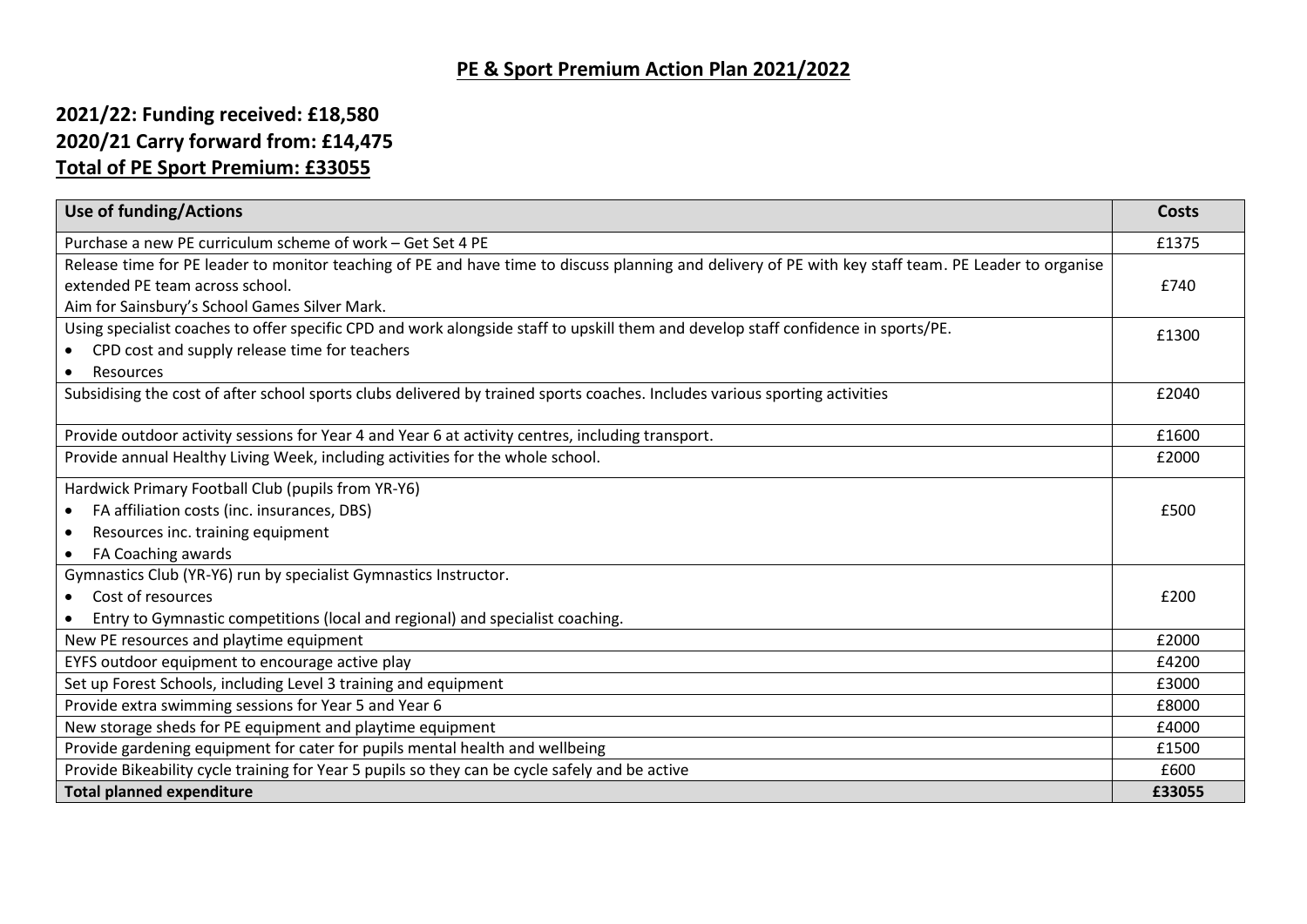## PE & Sport Premium Action Plan 2021/2022

### 2021/22: Funding received: £18,580
### 2020/21 Carry forward from: £14,475
### Total of PE Sport Premium: £33055

| Use of funding/Actions | Costs |
|---|---|
| Purchase a new PE curriculum scheme of work – Get Set 4 PE | £1375 |
| Release time for PE leader to monitor teaching of PE and have time to discuss planning and delivery of PE with key staff team. PE Leader to organise extended PE team across school.<br>Aim for Sainsbury's School Games Silver Mark. | £740 |
| Using specialist coaches to offer specific CPD and work alongside staff to upskill them and develop staff confidence in sports/PE.<br>• CPD cost and supply release time for teachers<br>• Resources | £1300 |
| Subsidising the cost of after school sports clubs delivered by trained sports coaches. Includes various sporting activities | £2040 |
| Provide outdoor activity sessions for Year 4 and Year 6 at activity centres, including transport. | £1600 |
| Provide annual Healthy Living Week, including activities for the whole school. | £2000 |
| Hardwick Primary Football Club (pupils from YR-Y6)<br>• FA affiliation costs (inc. insurances, DBS)<br>• Resources inc. training equipment<br>• FA Coaching awards | £500 |
| Gymnastics Club (YR-Y6) run by specialist Gymnastics Instructor.<br>• Cost of resources<br>• Entry to Gymnastic competitions (local and regional) and specialist coaching. | £200 |
| New PE resources and playtime equipment | £2000 |
| EYFS outdoor equipment to encourage active play | £4200 |
| Set up Forest Schools, including Level 3 training and equipment | £3000 |
| Provide extra swimming sessions for Year 5 and Year 6 | £8000 |
| New storage sheds for PE equipment and playtime equipment | £4000 |
| Provide gardening equipment for cater for pupils mental health and wellbeing | £1500 |
| Provide Bikeability cycle training for Year 5 pupils so they can be cycle safely and be active | £600 |
| **Total planned expenditure** | **£33055** |